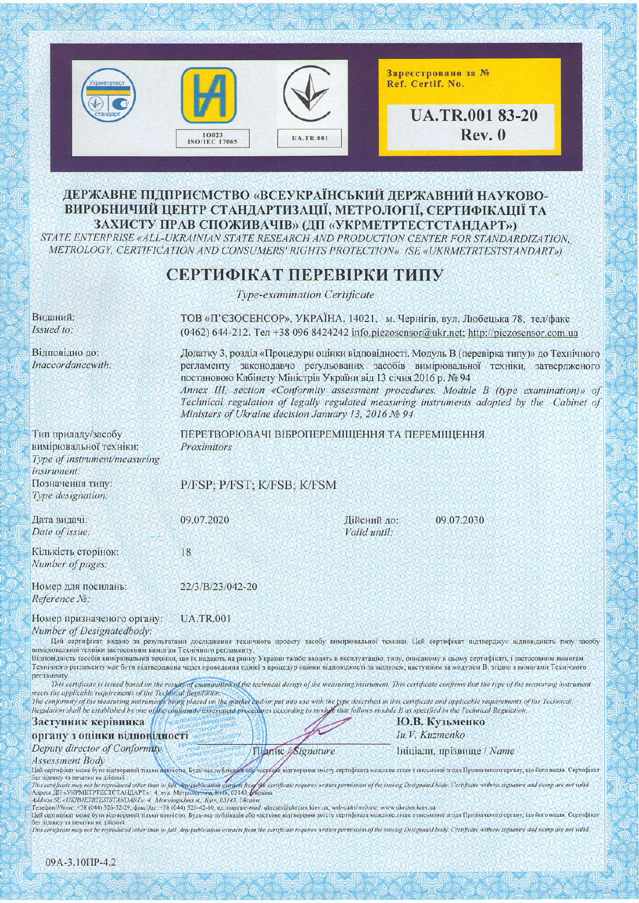Укрметртест стандарт

10023
ISO/IEC 17065

UA.TR.001

Зареєстровано за №
Ref. Certif. No.

**UA.TR.001 83-20**
**Rev. 0**

## ДЕРЖАВНЕ ПІДПРИЄМСТВО «ВСЕУКРАЇНСЬКИЙ ДЕРЖАВНИЙ НАУКОВО-ВИРОБНИЧИЙ ЦЕНТР СТАНДАРТИЗАЦІЇ, МЕТРОЛОГІЇ, СЕРТИФІКАЦІЇ ТА ЗАХИСТУ ПРАВ СПОЖИВАЧІВ» (ДП «УКРМЕТРТЕСТСТАНДАРТ»)

*STATE ENTERPRISE «ALL-UKRAINIAN STATE RESEARCH AND PRODUCTION CENTER FOR STANDARDIZATION, METROLOGY, CERTIFICATION AND CONSUMERS' RIGHTS PROTECTION» (SE «UKRMETRTESTSTANDART»)*

# СЕРТИФІКАТ ПЕРЕВІРКИ ТИПУ

*Type-examination Certificate*

| | |
|---|---|
| Виданий: *Issued to:* | ТОВ «П'ЄЗОСЕНСОР», УКРАЇНА, 14021, м. Чернігів, вул. Любецька 78, тел/факс (0462) 644-212. Тел +38 096 8424242 info.piezosensor@ukr.net; http://piezosensor.com.ua |
| Відповідно до: *Inaccordancewith:* | Додатку 3, розділ «Процедури оцінки відповідності. Модуль В (перевірка типу)» до Технічного регламенту законодавчо регульованих засобів вимірювальної техніки, затвердженого постановою Кабінету Міністрів України від 13 січня 2016 р. № 94 *Annex III, section «Conformity assessment procedures. Module B (type examination)» of Technical regulation of legally regulated measuring instruments adopted by the Cabinet of Ministers of Ukraine decision January 13, 2016 № 94* |
| Тип приладу/засобу вимірювальної техніки: *Type of instrument/measuring instrument:* | ПЕРЕТВОРЮВАЧІ ВІБРОПЕРЕМІЩЕННЯ ТА ПЕРЕМІЩЕННЯ *Proximitors* |
| Позначення типу: *Type designation:* | P/FSP; P/FST; K/FSB; K/FSM |
| Дата видачі: *Date of issue:* | 09.07.2020 — Дійсний до: *Valid until:* 09.07.2030 |
| Кількість сторінок: *Number of pages:* | 18 |
| Номер для посилань: *Reference №:* | 22/3/B/23/042-20 |
| Номер призначеного органу: *Number of Designatedbody:* | UA.TR.001 |

Цей сертифікат видано за результатами дослідження технічного проекту засобу вимірювальної техніки. Цей сертифікат підтверджує відповідність типу засобу вимірювальної техніки застосовним вимогам Технічного регламенту.
Відповідність засобів вимірювальної техніки, що їх надають на ринку України та/або вводять в експлуатацію, типу, описаному в цьому сертифікаті, і застосовним вимогам Технічного регламенту має бути підтверджена через проведення однієї з процедур оцінки відповідності за модулем, наступним за модулем В, згідно з вимогами Технічного регламенту.

*This certificate is issued based on the results of examination of the technical design of the measuring instrument. This certificate confirms that the type of the measuring instrument meets the applicable requirements of the Technical Regulation.*
*The conformity of the measuring instruments being placed on the market and/or put into use with the type described in this certificate and applicable requirements of the Technical Regulation shall be established by one of the conformity assessment procedures according to module that follows module B as specified in the Technical Regulation.*

**Заступник керівника органу з оцінки відповідності**
*Deputy director of Conformity Assessment Body*

Підпис / *Signature*

**Ю.В. Кузьменко**
*Iu.V. Kuzmenko*
Ініціали, прізвище / *Name*

Цей сертифікат може бути відтворений тільки повністю. Будь-яка публікація або часткове відтворення змісту сертифіката можливе лише з письмової згоди Призначеного органу, що його видав. Сертифікат без підпису та печатки не дійсний.
*This certificate may not be reproduced other than in full. Any publication extracts from the certificate requires written permission of the issuing Designated body. Certificate without signature and stamp are not valid.*
Адреса ДП «УКРМЕТРТЕСТСТАНДАРТ»: 4, вул. Метрологічна, Київ, 03143, Україна
*Address SE «UKRMETRTESTSTANDART»: 4, Metrologichna st., Kyiv, 03143, Ukraine*
Телефон//Phone: +38 (044) 526-52-29, факс/fax: +38 (044) 526-42-60, ел.пошта/e-mail: ukrcsm@ukrcsm.kiev.ua, web-сайт/website: www.ukrcsm.kiev.ua
Цей сертифікат може бути відтворений тільки повністю. Будь-яка публікація або часткове відтворення змісту сертифіката можливе лише з письмової згоди Призначеного органу, що його видав. Сертифікат без підпису та печатки не дійсний.
*This certificate may not be reproduced other than in full. Any publication extracts from the certificate requires written permission of the issuing Designated body. Certificate without signature and stamp are not valid.*

09А-3,10ПР-4.2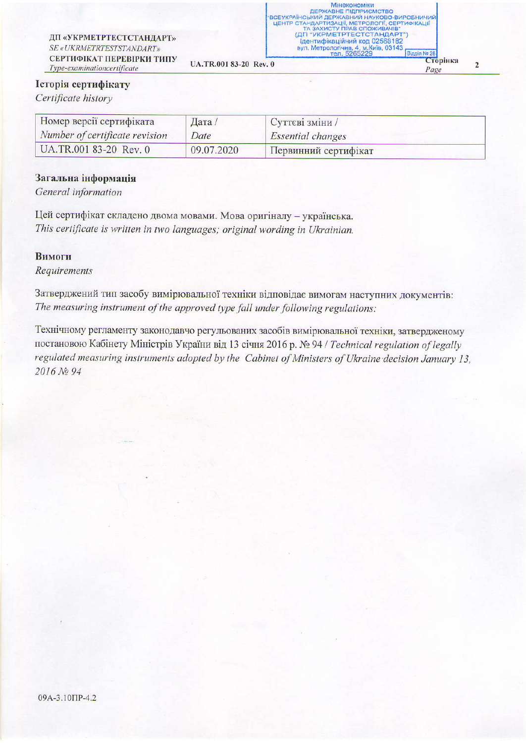## Історія сертифікату

*Certificate history*

| Номер версії сертифіката / *Number of certificate revision* | Дата / *Date* | Суттєві зміни / *Essential changes* |
|---|---|---|
| UA.TR.001 83-20 Rev. 0 | 09.07.2020 | Первинний сертифікат |

## Загальна інформація

*General information*

Цей сертифікат складено двома мовами. Мова оригіналу – українська.
*This certificate is written in two languages; original wording in Ukrainian.*

## Вимоги

*Requirements*

Затверджений тип засобу вимірювальної техніки відповідає вимогам наступних документів:
*The measuring instrument of the approved type fall under following regulations:*

Технічному регламенту законодавчо регульованих засобів вимірювальної техніки, затвердженому постановою Кабінету Міністрів України від 13 січня 2016 р. № 94 / *Technical regulation of legally regulated measuring instruments adopted by the Cabinet of Ministers of Ukraine decision January 13, 2016 № 94*

09А-3.10ПР-4.2